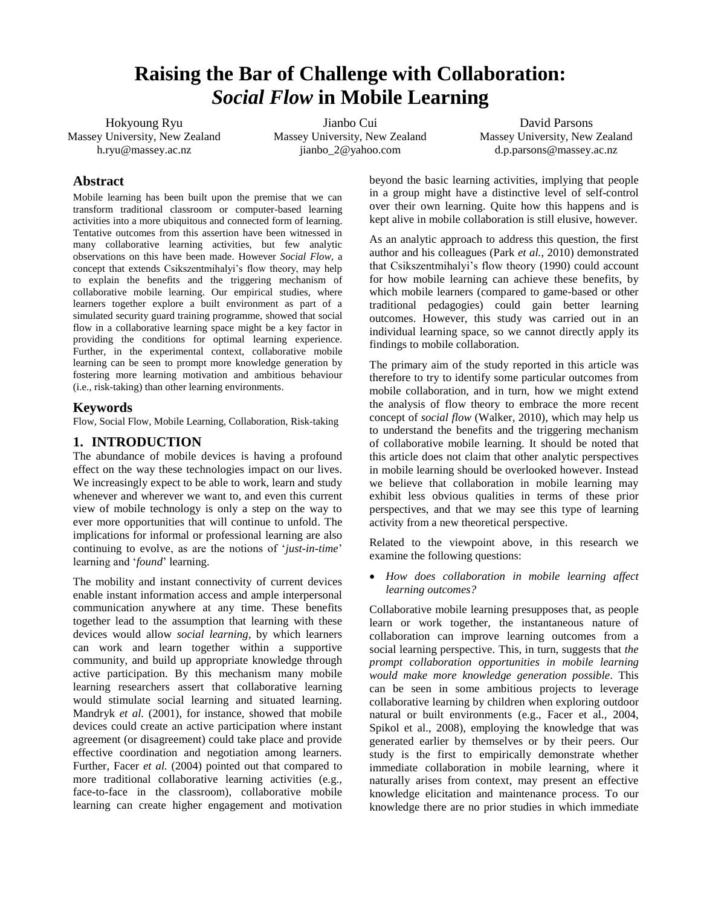# Raising the Bar of Challenge with Collaboration: *Social Flow* in Mobile Learning

Hokyoung Ryu
Massey University, New Zealand
h.ryu@massey.ac.nz

Jianbo Cui
Massey University, New Zealand
jianbo_2@yahoo.com

David Parsons
Massey University, New Zealand
d.p.parsons@massey.ac.nz

## Abstract

Mobile learning has been built upon the premise that we can transform traditional classroom or computer-based learning activities into a more ubiquitous and connected form of learning. Tentative outcomes from this assertion have been witnessed in many collaborative learning activities, but few analytic observations on this have been made. However *Social Flow*, a concept that extends Csikszentmihalyi's flow theory, may help to explain the benefits and the triggering mechanism of collaborative mobile learning. Our empirical studies, where learners together explore a built environment as part of a simulated security guard training programme, showed that social flow in a collaborative learning space might be a key factor in providing the conditions for optimal learning experience. Further, in the experimental context, collaborative mobile learning can be seen to prompt more knowledge generation by fostering more learning motivation and ambitious behaviour (i.e., risk-taking) than other learning environments.

## Keywords

Flow, Social Flow, Mobile Learning, Collaboration, Risk-taking

## 1. INTRODUCTION

The abundance of mobile devices is having a profound effect on the way these technologies impact on our lives. We increasingly expect to be able to work, learn and study whenever and wherever we want to, and even this current view of mobile technology is only a step on the way to ever more opportunities that will continue to unfold. The implications for informal or professional learning are also continuing to evolve, as are the notions of '*just-in-time*' learning and '*found*' learning.

The mobility and instant connectivity of current devices enable instant information access and ample interpersonal communication anywhere at any time. These benefits together lead to the assumption that learning with these devices would allow *social learning*, by which learners can work and learn together within a supportive community, and build up appropriate knowledge through active participation. By this mechanism many mobile learning researchers assert that collaborative learning would stimulate social learning and situated learning. Mandryk *et al.* (2001), for instance, showed that mobile devices could create an active participation where instant agreement (or disagreement) could take place and provide effective coordination and negotiation among learners. Further, Facer *et al.* (2004) pointed out that compared to more traditional collaborative learning activities (e.g., face-to-face in the classroom), collaborative mobile learning can create higher engagement and motivation beyond the basic learning activities, implying that people in a group might have a distinctive level of self-control over their own learning. Quite how this happens and is kept alive in mobile collaboration is still elusive, however.

As an analytic approach to address this question, the first author and his colleagues (Park *et al.*, 2010) demonstrated that Csikszentmihalyi's flow theory (1990) could account for how mobile learning can achieve these benefits, by which mobile learners (compared to game-based or other traditional pedagogies) could gain better learning outcomes. However, this study was carried out in an individual learning space, so we cannot directly apply its findings to mobile collaboration.

The primary aim of the study reported in this article was therefore to try to identify some particular outcomes from mobile collaboration, and in turn, how we might extend the analysis of flow theory to embrace the more recent concept of *social flow* (Walker, 2010), which may help us to understand the benefits and the triggering mechanism of collaborative mobile learning. It should be noted that this article does not claim that other analytic perspectives in mobile learning should be overlooked however. Instead we believe that collaboration in mobile learning may exhibit less obvious qualities in terms of these prior perspectives, and that we may see this type of learning activity from a new theoretical perspective.

Related to the viewpoint above, in this research we examine the following questions:

- *How does collaboration in mobile learning affect learning outcomes?*

Collaborative mobile learning presupposes that, as people learn or work together, the instantaneous nature of collaboration can improve learning outcomes from a social learning perspective. This, in turn, suggests that *the prompt collaboration opportunities in mobile learning would make more knowledge generation possible*. This can be seen in some ambitious projects to leverage collaborative learning by children when exploring outdoor natural or built environments (e.g., Facer et al., 2004, Spikol et al., 2008), employing the knowledge that was generated earlier by themselves or by their peers. Our study is the first to empirically demonstrate whether immediate collaboration in mobile learning, where it naturally arises from context, may present an effective knowledge elicitation and maintenance process. To our knowledge there are no prior studies in which immediate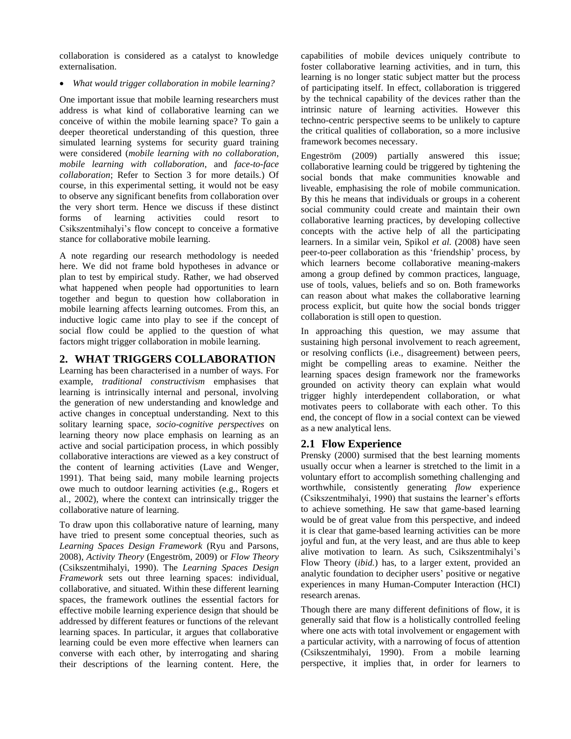collaboration is considered as a catalyst to knowledge externalisation.

- *What would trigger collaboration in mobile learning?*

One important issue that mobile learning researchers must address is what kind of collaborative learning can we conceive of within the mobile learning space? To gain a deeper theoretical understanding of this question, three simulated learning systems for security guard training were considered (*mobile learning with no collaboration*, *mobile learning with collaboration*, and *face-to-face collaboration*; Refer to Section 3 for more details.) Of course, in this experimental setting, it would not be easy to observe any significant benefits from collaboration over the very short term. Hence we discuss if these distinct forms of learning activities could resort to Csikszentmihalyi's flow concept to conceive a formative stance for collaborative mobile learning.

A note regarding our research methodology is needed here. We did not frame bold hypotheses in advance or plan to test by empirical study. Rather, we had observed what happened when people had opportunities to learn together and begun to question how collaboration in mobile learning affects learning outcomes. From this, an inductive logic came into play to see if the concept of social flow could be applied to the question of what factors might trigger collaboration in mobile learning.

## 2. WHAT TRIGGERS COLLABORATION

Learning has been characterised in a number of ways. For example, *traditional constructivism* emphasises that learning is intrinsically internal and personal, involving the generation of new understanding and knowledge and active changes in conceptual understanding. Next to this solitary learning space, *socio-cognitive perspectives* on learning theory now place emphasis on learning as an active and social participation process, in which possibly collaborative interactions are viewed as a key construct of the content of learning activities (Lave and Wenger, 1991). That being said, many mobile learning projects owe much to outdoor learning activities (e.g., Rogers et al., 2002), where the context can intrinsically trigger the collaborative nature of learning.

To draw upon this collaborative nature of learning, many have tried to present some conceptual theories, such as *Learning Spaces Design Framework* (Ryu and Parsons, 2008), *Activity Theory* (Engeström, 2009) or *Flow Theory* (Csikszentmihalyi, 1990). The *Learning Spaces Design Framework* sets out three learning spaces: individual, collaborative, and situated. Within these different learning spaces, the framework outlines the essential factors for effective mobile learning experience design that should be addressed by different features or functions of the relevant learning spaces. In particular, it argues that collaborative learning could be even more effective when learners can converse with each other, by interrogating and sharing their descriptions of the learning content. Here, the capabilities of mobile devices uniquely contribute to foster collaborative learning activities, and in turn, this learning is no longer static subject matter but the process of participating itself. In effect, collaboration is triggered by the technical capability of the devices rather than the intrinsic nature of learning activities. However this techno-centric perspective seems to be unlikely to capture the critical qualities of collaboration, so a more inclusive framework becomes necessary.

Engeström (2009) partially answered this issue; collaborative learning could be triggered by tightening the social bonds that make communities knowable and liveable, emphasising the role of mobile communication. By this he means that individuals or groups in a coherent social community could create and maintain their own collaborative learning practices, by developing collective concepts with the active help of all the participating learners. In a similar vein, Spikol *et al.* (2008) have seen peer-to-peer collaboration as this 'friendship' process, by which learners become collaborative meaning-makers among a group defined by common practices, language, use of tools, values, beliefs and so on. Both frameworks can reason about what makes the collaborative learning process explicit, but quite how the social bonds trigger collaboration is still open to question.

In approaching this question, we may assume that sustaining high personal involvement to reach agreement, or resolving conflicts (i.e., disagreement) between peers, might be compelling areas to examine. Neither the learning spaces design framework nor the frameworks grounded on activity theory can explain what would trigger highly interdependent collaboration, or what motivates peers to collaborate with each other. To this end, the concept of flow in a social context can be viewed as a new analytical lens.

### 2.1 Flow Experience

Prensky (2000) surmised that the best learning moments usually occur when a learner is stretched to the limit in a voluntary effort to accomplish something challenging and worthwhile, consistently generating *flow* experience (Csikszentmihalyi, 1990) that sustains the learner's efforts to achieve something. He saw that game-based learning would be of great value from this perspective, and indeed it is clear that game-based learning activities can be more joyful and fun, at the very least, and are thus able to keep alive motivation to learn. As such, Csikszentmihalyi's Flow Theory (*ibid.*) has, to a larger extent, provided an analytic foundation to decipher users' positive or negative experiences in many Human-Computer Interaction (HCI) research arenas.

Though there are many different definitions of flow, it is generally said that flow is a holistically controlled feeling where one acts with total involvement or engagement with a particular activity, with a narrowing of focus of attention (Csikszentmihalyi, 1990). From a mobile learning perspective, it implies that, in order for learners to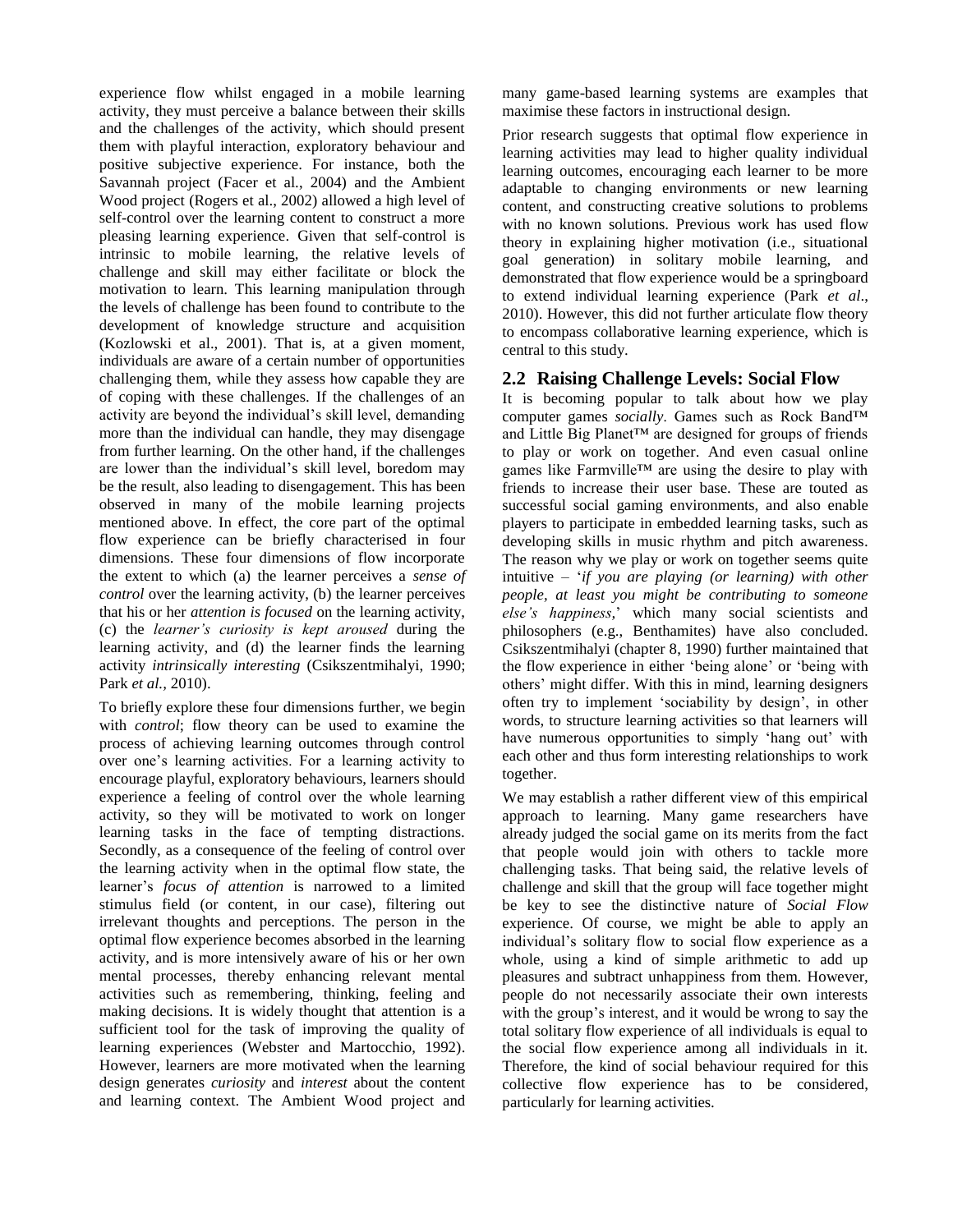experience flow whilst engaged in a mobile learning activity, they must perceive a balance between their skills and the challenges of the activity, which should present them with playful interaction, exploratory behaviour and positive subjective experience. For instance, both the Savannah project (Facer et al., 2004) and the Ambient Wood project (Rogers et al., 2002) allowed a high level of self-control over the learning content to construct a more pleasing learning experience. Given that self-control is intrinsic to mobile learning, the relative levels of challenge and skill may either facilitate or block the motivation to learn. This learning manipulation through the levels of challenge has been found to contribute to the development of knowledge structure and acquisition (Kozlowski et al., 2001). That is, at a given moment, individuals are aware of a certain number of opportunities challenging them, while they assess how capable they are of coping with these challenges. If the challenges of an activity are beyond the individual's skill level, demanding more than the individual can handle, they may disengage from further learning. On the other hand, if the challenges are lower than the individual's skill level, boredom may be the result, also leading to disengagement. This has been observed in many of the mobile learning projects mentioned above. In effect, the core part of the optimal flow experience can be briefly characterised in four dimensions. These four dimensions of flow incorporate the extent to which (a) the learner perceives a *sense of control* over the learning activity, (b) the learner perceives that his or her *attention is focused* on the learning activity, (c) the *learner's curiosity is kept aroused* during the learning activity, and (d) the learner finds the learning activity *intrinsically interesting* (Csikszentmihalyi, 1990; Park *et al.*, 2010).

To briefly explore these four dimensions further, we begin with *control*; flow theory can be used to examine the process of achieving learning outcomes through control over one's learning activities. For a learning activity to encourage playful, exploratory behaviours, learners should experience a feeling of control over the whole learning activity, so they will be motivated to work on longer learning tasks in the face of tempting distractions. Secondly, as a consequence of the feeling of control over the learning activity when in the optimal flow state, the learner's *focus of attention* is narrowed to a limited stimulus field (or content, in our case), filtering out irrelevant thoughts and perceptions. The person in the optimal flow experience becomes absorbed in the learning activity, and is more intensively aware of his or her own mental processes, thereby enhancing relevant mental activities such as remembering, thinking, feeling and making decisions. It is widely thought that attention is a sufficient tool for the task of improving the quality of learning experiences (Webster and Martocchio, 1992). However, learners are more motivated when the learning design generates *curiosity* and *interest* about the content and learning context. The Ambient Wood project and many game-based learning systems are examples that maximise these factors in instructional design.

Prior research suggests that optimal flow experience in learning activities may lead to higher quality individual learning outcomes, encouraging each learner to be more adaptable to changing environments or new learning content, and constructing creative solutions to problems with no known solutions. Previous work has used flow theory in explaining higher motivation (i.e., situational goal generation) in solitary mobile learning, and demonstrated that flow experience would be a springboard to extend individual learning experience (Park *et al*., 2010). However, this did not further articulate flow theory to encompass collaborative learning experience, which is central to this study.

## 2.2 Raising Challenge Levels: Social Flow

It is becoming popular to talk about how we play computer games *socially*. Games such as Rock Band™ and Little Big Planet™ are designed for groups of friends to play or work on together. And even casual online games like Farmville™ are using the desire to play with friends to increase their user base. These are touted as successful social gaming environments, and also enable players to participate in embedded learning tasks, such as developing skills in music rhythm and pitch awareness. The reason why we play or work on together seems quite intuitive – '*if you are playing (or learning) with other people, at least you might be contributing to someone else's happiness*,' which many social scientists and philosophers (e.g., Benthamites) have also concluded. Csikszentmihalyi (chapter 8, 1990) further maintained that the flow experience in either 'being alone' or 'being with others' might differ. With this in mind, learning designers often try to implement 'sociability by design', in other words, to structure learning activities so that learners will have numerous opportunities to simply 'hang out' with each other and thus form interesting relationships to work together.

We may establish a rather different view of this empirical approach to learning. Many game researchers have already judged the social game on its merits from the fact that people would join with others to tackle more challenging tasks. That being said, the relative levels of challenge and skill that the group will face together might be key to see the distinctive nature of *Social Flow* experience. Of course, we might be able to apply an individual's solitary flow to social flow experience as a whole, using a kind of simple arithmetic to add up pleasures and subtract unhappiness from them. However, people do not necessarily associate their own interests with the group's interest, and it would be wrong to say the total solitary flow experience of all individuals is equal to the social flow experience among all individuals in it. Therefore, the kind of social behaviour required for this collective flow experience has to be considered, particularly for learning activities.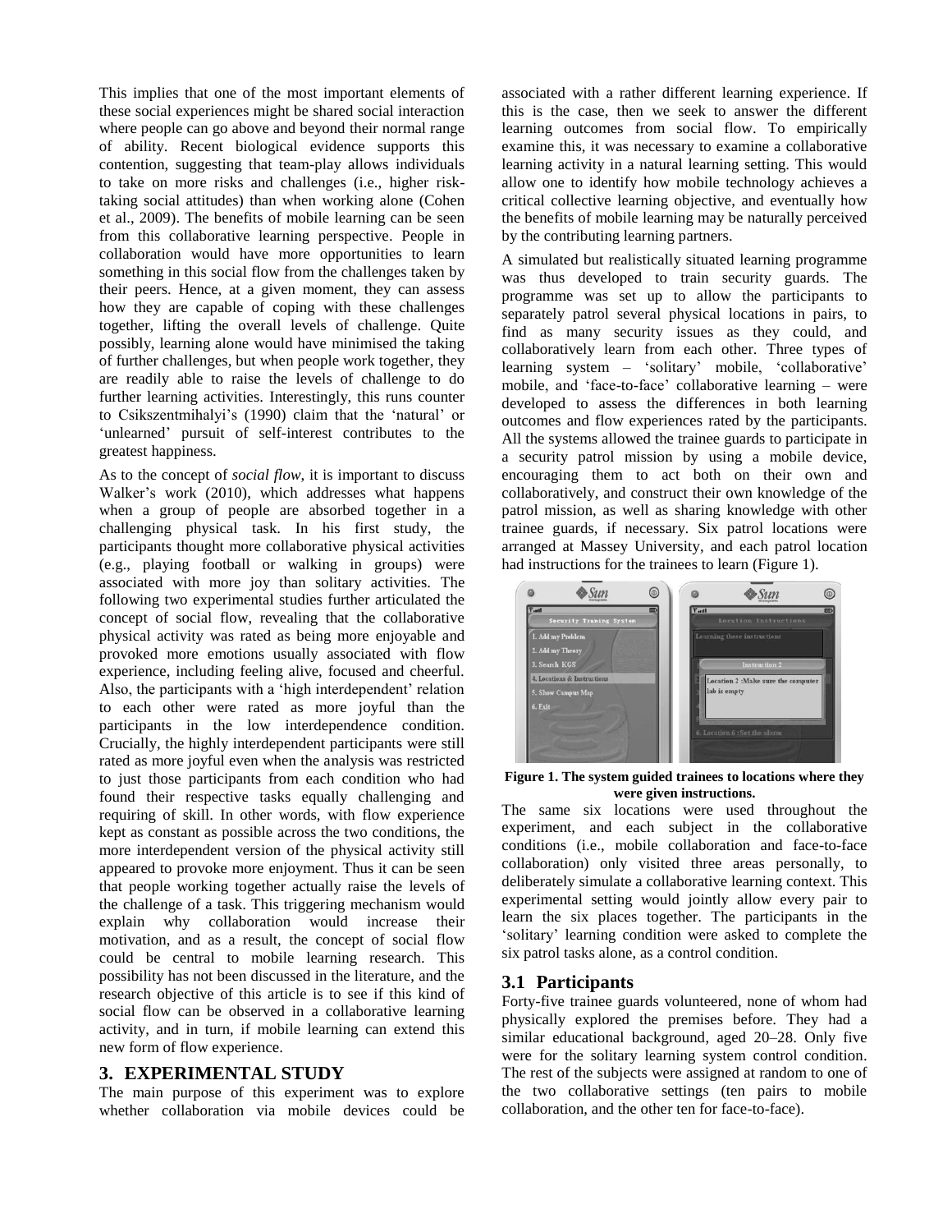This implies that one of the most important elements of these social experiences might be shared social interaction where people can go above and beyond their normal range of ability. Recent biological evidence supports this contention, suggesting that team-play allows individuals to take on more risks and challenges (i.e., higher risk-taking social attitudes) than when working alone (Cohen et al., 2009). The benefits of mobile learning can be seen from this collaborative learning perspective. People in collaboration would have more opportunities to learn something in this social flow from the challenges taken by their peers. Hence, at a given moment, they can assess how they are capable of coping with these challenges together, lifting the overall levels of challenge. Quite possibly, learning alone would have minimised the taking of further challenges, but when people work together, they are readily able to raise the levels of challenge to do further learning activities. Interestingly, this runs counter to Csikszentmihalyi's (1990) claim that the 'natural' or 'unlearned' pursuit of self-interest contributes to the greatest happiness.

As to the concept of *social flow*, it is important to discuss Walker's work (2010), which addresses what happens when a group of people are absorbed together in a challenging physical task. In his first study, the participants thought more collaborative physical activities (e.g., playing football or walking in groups) were associated with more joy than solitary activities. The following two experimental studies further articulated the concept of social flow, revealing that the collaborative physical activity was rated as being more enjoyable and provoked more emotions usually associated with flow experience, including feeling alive, focused and cheerful. Also, the participants with a 'high interdependent' relation to each other were rated as more joyful than the participants in the low interdependence condition. Crucially, the highly interdependent participants were still rated as more joyful even when the analysis was restricted to just those participants from each condition who had found their respective tasks equally challenging and requiring of skill. In other words, with flow experience kept as constant as possible across the two conditions, the more interdependent version of the physical activity still appeared to provoke more enjoyment. Thus it can be seen that people working together actually raise the levels of the challenge of a task. This triggering mechanism would explain why collaboration would increase their motivation, and as a result, the concept of social flow could be central to mobile learning research. This possibility has not been discussed in the literature, and the research objective of this article is to see if this kind of social flow can be observed in a collaborative learning activity, and in turn, if mobile learning can extend this new form of flow experience.

## 3. EXPERIMENTAL STUDY

The main purpose of this experiment was to explore whether collaboration via mobile devices could be associated with a rather different learning experience. If this is the case, then we seek to answer the different learning outcomes from social flow. To empirically examine this, it was necessary to examine a collaborative learning activity in a natural learning setting. This would allow one to identify how mobile technology achieves a critical collective learning objective, and eventually how the benefits of mobile learning may be naturally perceived by the contributing learning partners.

A simulated but realistically situated learning programme was thus developed to train security guards. The programme was set up to allow the participants to separately patrol several physical locations in pairs, to find as many security issues as they could, and collaboratively learn from each other. Three types of learning system – 'solitary' mobile, 'collaborative' mobile, and 'face-to-face' collaborative learning – were developed to assess the differences in both learning outcomes and flow experiences rated by the participants. All the systems allowed the trainee guards to participate in a security patrol mission by using a mobile device, encouraging them to act both on their own and collaboratively, and construct their own knowledge of the patrol mission, as well as sharing knowledge with other trainee guards, if necessary. Six patrol locations were arranged at Massey University, and each patrol location had instructions for the trainees to learn (Figure 1).

**Figure 1. The system guided trainees to locations where they were given instructions.**

The same six locations were used throughout the experiment, and each subject in the collaborative conditions (i.e., mobile collaboration and face-to-face collaboration) only visited three areas personally, to deliberately simulate a collaborative learning context. This experimental setting would jointly allow every pair to learn the six places together. The participants in the 'solitary' learning condition were asked to complete the six patrol tasks alone, as a control condition.

### 3.1 Participants

Forty-five trainee guards volunteered, none of whom had physically explored the premises before. They had a similar educational background, aged 20–28. Only five were for the solitary learning system control condition. The rest of the subjects were assigned at random to one of the two collaborative settings (ten pairs to mobile collaboration, and the other ten for face-to-face).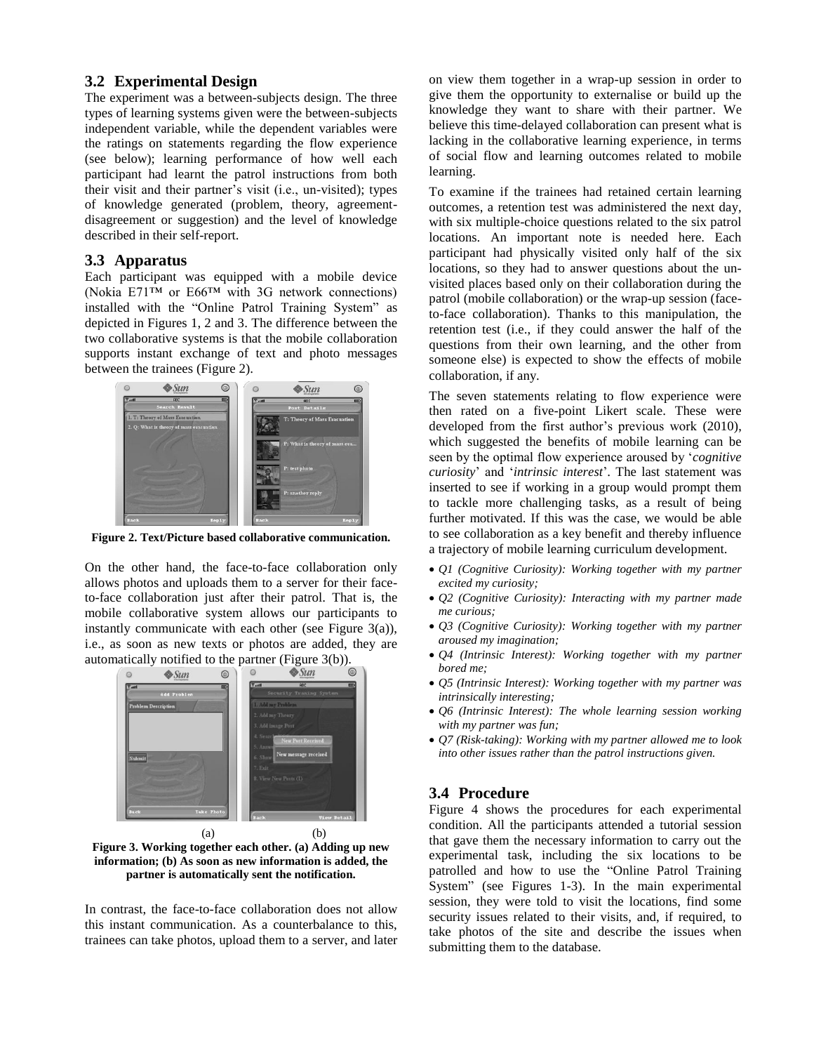### 3.2 Experimental Design

The experiment was a between-subjects design. The three types of learning systems given were the between-subjects independent variable, while the dependent variables were the ratings on statements regarding the flow experience (see below); learning performance of how well each participant had learnt the patrol instructions from both their visit and their partner's visit (i.e., un-visited); types of knowledge generated (problem, theory, agreement-disagreement or suggestion) and the level of knowledge described in their self-report.

### 3.3 Apparatus

Each participant was equipped with a mobile device (Nokia E71™ or E66™ with 3G network connections) installed with the "Online Patrol Training System" as depicted in Figures 1, 2 and 3. The difference between the two collaborative systems is that the mobile collaboration supports instant exchange of text and photo messages between the trainees (Figure 2).

**Figure 2. Text/Picture based collaborative communication.**

On the other hand, the face-to-face collaboration only allows photos and uploads them to a server for their face-to-face collaboration just after their patrol. That is, the mobile collaborative system allows our participants to instantly communicate with each other (see Figure 3(a)), i.e., as soon as new texts or photos are added, they are automatically notified to the partner (Figure 3(b)).

**Figure 3. Working together each other. (a) Adding up new information; (b) As soon as new information is added, the partner is automatically sent the notification.**

In contrast, the face-to-face collaboration does not allow this instant communication. As a counterbalance to this, trainees can take photos, upload them to a server, and later on view them together in a wrap-up session in order to give them the opportunity to externalise or build up the knowledge they want to share with their partner. We believe this time-delayed collaboration can present what is lacking in the collaborative learning experience, in terms of social flow and learning outcomes related to mobile learning.

To examine if the trainees had retained certain learning outcomes, a retention test was administered the next day, with six multiple-choice questions related to the six patrol locations. An important note is needed here. Each participant had physically visited only half of the six locations, so they had to answer questions about the un-visited places based only on their collaboration during the patrol (mobile collaboration) or the wrap-up session (face-to-face collaboration). Thanks to this manipulation, the retention test (i.e., if they could answer the half of the questions from their own learning, and the other from someone else) is expected to show the effects of mobile collaboration, if any.

The seven statements relating to flow experience were then rated on a five-point Likert scale. These were developed from the first author's previous work (2010), which suggested the benefits of mobile learning can be seen by the optimal flow experience aroused by '*cognitive curiosity*' and '*intrinsic interest*'. The last statement was inserted to see if working in a group would prompt them to tackle more challenging tasks, as a result of being further motivated. If this was the case, we would be able to see collaboration as a key benefit and thereby influence a trajectory of mobile learning curriculum development.

- *Q1 (Cognitive Curiosity): Working together with my partner excited my curiosity;*
- *Q2 (Cognitive Curiosity): Interacting with my partner made me curious;*
- *Q3 (Cognitive Curiosity): Working together with my partner aroused my imagination;*
- *Q4 (Intrinsic Interest): Working together with my partner bored me;*
- *Q5 (Intrinsic Interest): Working together with my partner was intrinsically interesting;*
- *Q6 (Intrinsic Interest): The whole learning session working with my partner was fun;*
- *Q7 (Risk-taking): Working with my partner allowed me to look into other issues rather than the patrol instructions given.*

### 3.4 Procedure

Figure 4 shows the procedures for each experimental condition. All the participants attended a tutorial session that gave them the necessary information to carry out the experimental task, including the six locations to be patrolled and how to use the "Online Patrol Training System" (see Figures 1-3). In the main experimental session, they were told to visit the locations, find some security issues related to their visits, and, if required, to take photos of the site and describe the issues when submitting them to the database.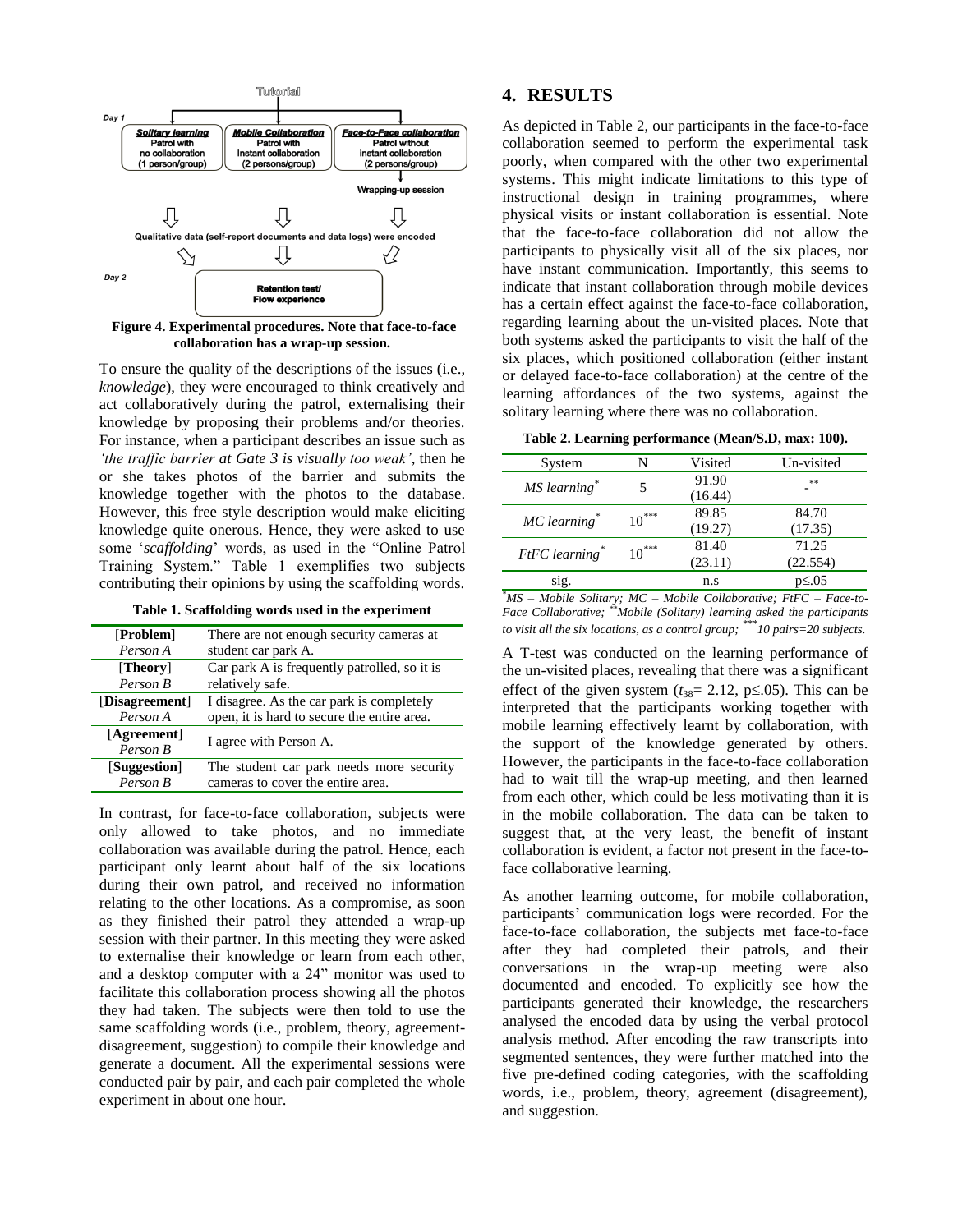Tutorial

Day 1

| Solitary learning | Mobile Collaboration | Face-to-Face collaboration |
|---|---|---|
| Patrol with no collaboration (1 person/group) | Patrol with Instant collaboration (2 persons/group) | Patrol without instant collaboration (2 persons/group) |

Wrapping-up session

Qualitative data (self-report documents and data logs) were encoded

Day 2

Retention test/ Flow experience

**Figure 4. Experimental procedures. Note that face-to-face collaboration has a wrap-up session.**

To ensure the quality of the descriptions of the issues (i.e., *knowledge*), they were encouraged to think creatively and act collaboratively during the patrol, externalising their knowledge by proposing their problems and/or theories. For instance, when a participant describes an issue such as *'the traffic barrier at Gate 3 is visually too weak'*, then he or she takes photos of the barrier and submits the knowledge together with the photos to the database. However, this free style description would make eliciting knowledge quite onerous. Hence, they were asked to use some '*scaffolding*' words, as used in the "Online Patrol Training System." Table 1 exemplifies two subjects contributing their opinions by using the scaffolding words.

**Table 1. Scaffolding words used in the experiment**

| | |
|---|---|
| [**Problem**] *Person A* | There are not enough security cameras at student car park A. |
| [**Theory**] *Person B* | Car park A is frequently patrolled, so it is relatively safe. |
| [**Disagreement**] *Person A* | I disagree. As the car park is completely open, it is hard to secure the entire area. |
| [**Agreement**] *Person B* | I agree with Person A. |
| [**Suggestion**] *Person B* | The student car park needs more security cameras to cover the entire area. |

In contrast, for face-to-face collaboration, subjects were only allowed to take photos, and no immediate collaboration was available during the patrol. Hence, each participant only learnt about half of the six locations during their own patrol, and received no information relating to the other locations. As a compromise, as soon as they finished their patrol they attended a wrap-up session with their partner. In this meeting they were asked to externalise their knowledge or learn from each other, and a desktop computer with a 24" monitor was used to facilitate this collaboration process showing all the photos they had taken. The subjects were then told to use the same scaffolding words (i.e., problem, theory, agreement-disagreement, suggestion) to compile their knowledge and generate a document. All the experimental sessions were conducted pair by pair, and each pair completed the whole experiment in about one hour.

## 4. RESULTS

As depicted in Table 2, our participants in the face-to-face collaboration seemed to perform the experimental task poorly, when compared with the other two experimental systems. This might indicate limitations to this type of instructional design in training programmes, where physical visits or instant collaboration is essential. Note that the face-to-face collaboration did not allow the participants to physically visit all of the six places, nor have instant communication. Importantly, this seems to indicate that instant collaboration through mobile devices has a certain effect against the face-to-face collaboration, regarding learning about the un-visited places. Note that both systems asked the participants to visit the half of the six places, which positioned collaboration (either instant or delayed face-to-face collaboration) at the centre of the learning affordances of the two systems, against the solitary learning where there was no collaboration.

**Table 2. Learning performance (Mean/S.D, max: 100).**

| System | N | Visited | Un-visited |
|---|---|---|---|
| *MS learning*\* | 5 | 91.90 (16.44) | -\*\* |
| *MC learning*\* | 10\*\*\* | 89.85 (19.27) | 84.70 (17.35) |
| *FtFC learning*\* | 10\*\*\* | 81.40 (23.11) | 71.25 (22.554) |
| sig. | | n.s | $p \leq .05$ |

*\*MS – Mobile Solitary; MC – Mobile Collaborative; FtFC – Face-to-Face Collaborative; \*\*Mobile (Solitary) learning asked the participants to visit all the six locations, as a control group; \*\*\*10 pairs=20 subjects.*

A T-test was conducted on the learning performance of the un-visited places, revealing that there was a significant effect of the given system ($t_{38}$= 2.12, $p \leq .05$). This can be interpreted that the participants working together with mobile learning effectively learnt by collaboration, with the support of the knowledge generated by others. However, the participants in the face-to-face collaboration had to wait till the wrap-up meeting, and then learned from each other, which could be less motivating than it is in the mobile collaboration. The data can be taken to suggest that, at the very least, the benefit of instant collaboration is evident, a factor not present in the face-to-face collaborative learning.

As another learning outcome, for mobile collaboration, participants' communication logs were recorded. For the face-to-face collaboration, the subjects met face-to-face after they had completed their patrols, and their conversations in the wrap-up meeting were also documented and encoded. To explicitly see how the participants generated their knowledge, the researchers analysed the encoded data by using the verbal protocol analysis method. After encoding the raw transcripts into segmented sentences, they were further matched into the five pre-defined coding categories, with the scaffolding words, i.e., problem, theory, agreement (disagreement), and suggestion.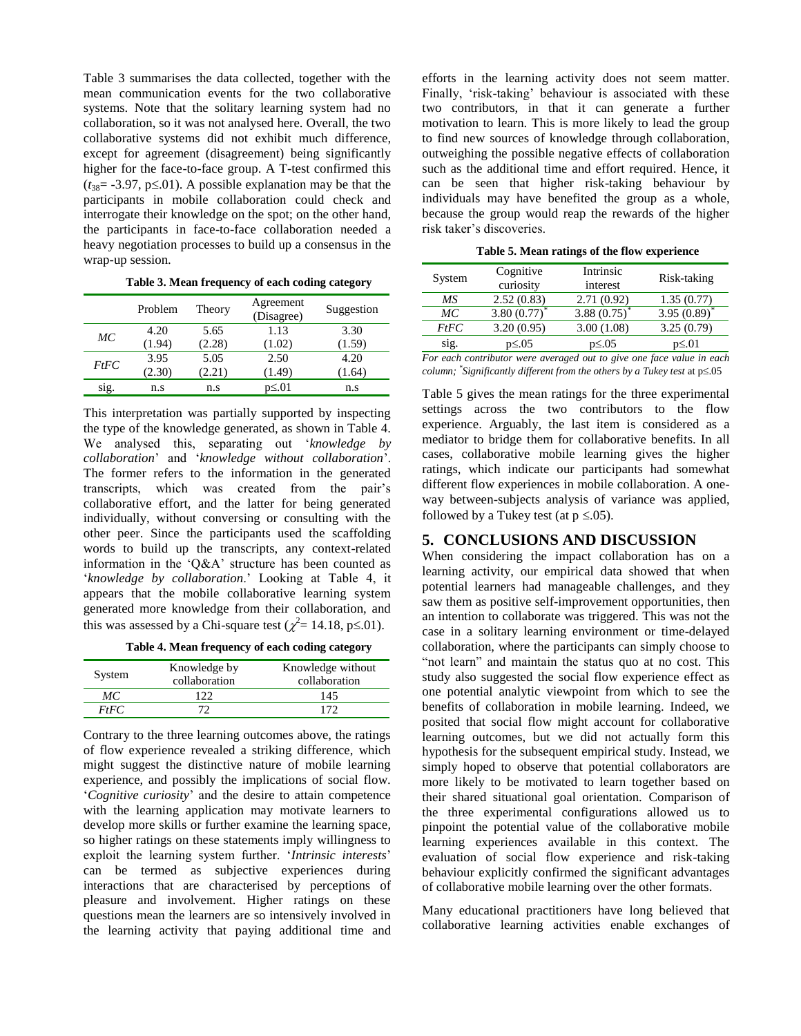Table 3 summarises the data collected, together with the mean communication events for the two collaborative systems. Note that the solitary learning system had no collaboration, so it was not analysed here. Overall, the two collaborative systems did not exhibit much difference, except for agreement (disagreement) being significantly higher for the face-to-face group. A T-test confirmed this ($t_{38}$= -3.97, p≤.01). A possible explanation may be that the participants in mobile collaboration could check and interrogate their knowledge on the spot; on the other hand, the participants in face-to-face collaboration needed a heavy negotiation processes to build up a consensus in the wrap-up session.

**Table 3. Mean frequency of each coding category**

| | Problem | Theory | Agreement (Disagree) | Suggestion |
|---|---|---|---|---|
| *MC* | 4.20 (1.94) | 5.65 (2.28) | 1.13 (1.02) | 3.30 (1.59) |
| *FtFC* | 3.95 (2.30) | 5.05 (2.21) | 2.50 (1.49) | 4.20 (1.64) |
| sig. | n.s | n.s | p≤.01 | n.s |

This interpretation was partially supported by inspecting the type of the knowledge generated, as shown in Table 4. We analysed this, separating out '*knowledge by collaboration*' and '*knowledge without collaboration*'. The former refers to the information in the generated transcripts, which was created from the pair's collaborative effort, and the latter for being generated individually, without conversing or consulting with the other peer. Since the participants used the scaffolding words to build up the transcripts, any context-related information in the 'Q&A' structure has been counted as '*knowledge by collaboration*.' Looking at Table 4, it appears that the mobile collaborative learning system generated more knowledge from their collaboration, and this was assessed by a Chi-square test ($\chi^2$= 14.18, p≤.01).

**Table 4. Mean frequency of each coding category**

| System | Knowledge by collaboration | Knowledge without collaboration |
|---|---|---|
| *MC* | 122 | 145 |
| *FtFC* | 72 | 172 |

Contrary to the three learning outcomes above, the ratings of flow experience revealed a striking difference, which might suggest the distinctive nature of mobile learning experience, and possibly the implications of social flow. '*Cognitive curiosity*' and the desire to attain competence with the learning application may motivate learners to develop more skills or further examine the learning space, so higher ratings on these statements imply willingness to exploit the learning system further. '*Intrinsic interests*' can be termed as subjective experiences during interactions that are characterised by perceptions of pleasure and involvement. Higher ratings on these questions mean the learners are so intensively involved in the learning activity that paying additional time and efforts in the learning activity does not seem matter. Finally, 'risk-taking' behaviour is associated with these two contributors, in that it can generate a further motivation to learn. This is more likely to lead the group to find new sources of knowledge through collaboration, outweighing the possible negative effects of collaboration such as the additional time and effort required. Hence, it can be seen that higher risk-taking behaviour by individuals may have benefited the group as a whole, because the group would reap the rewards of the higher risk taker's discoveries.

**Table 5. Mean ratings of the flow experience**

| System | Cognitive curiosity | Intrinsic interest | Risk-taking |
|---|---|---|---|
| *MS* | 2.52 (0.83) | 2.71 (0.92) | 1.35 (0.77) |
| *MC* | 3.80 (0.77)* | 3.88 (0.75)* | 3.95 (0.89)* |
| *FtFC* | 3.20 (0.95) | 3.00 (1.08) | 3.25 (0.79) |
| sig. | p≤.05 | p≤.05 | p≤.01 |

*For each contributor were averaged out to give one face value in each column; \*Significantly different from the others by a Tukey test* at p≤.05

Table 5 gives the mean ratings for the three experimental settings across the two contributors to the flow experience. Arguably, the last item is considered as a mediator to bridge them for collaborative benefits. In all cases, collaborative mobile learning gives the higher ratings, which indicate our participants had somewhat different flow experiences in mobile collaboration. A one-way between-subjects analysis of variance was applied, followed by a Tukey test (at p ≤.05).

## 5. CONCLUSIONS AND DISCUSSION

When considering the impact collaboration has on a learning activity, our empirical data showed that when potential learners had manageable challenges, and they saw them as positive self-improvement opportunities, then an intention to collaborate was triggered. This was not the case in a solitary learning environment or time-delayed collaboration, where the participants can simply choose to "not learn" and maintain the status quo at no cost. This study also suggested the social flow experience effect as one potential analytic viewpoint from which to see the benefits of collaboration in mobile learning. Indeed, we posited that social flow might account for collaborative learning outcomes, but we did not actually form this hypothesis for the subsequent empirical study. Instead, we simply hoped to observe that potential collaborators are more likely to be motivated to learn together based on their shared situational goal orientation. Comparison of the three experimental configurations allowed us to pinpoint the potential value of the collaborative mobile learning experiences available in this context. The evaluation of social flow experience and risk-taking behaviour explicitly confirmed the significant advantages of collaborative mobile learning over the other formats.

Many educational practitioners have long believed that collaborative learning activities enable exchanges of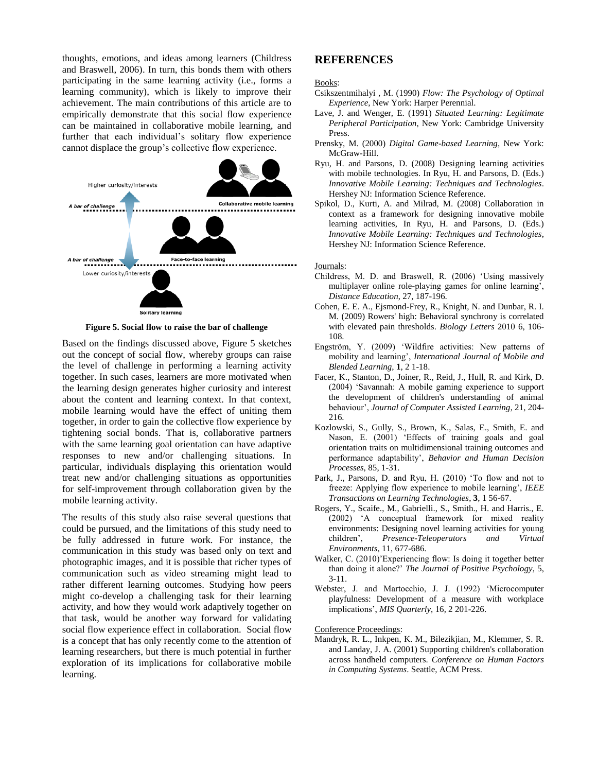thoughts, emotions, and ideas among learners (Childress and Braswell, 2006). In turn, this bonds them with others participating in the same learning activity (i.e., forms a learning community), which is likely to improve their achievement. The main contributions of this article are to empirically demonstrate that this social flow experience can be maintained in collaborative mobile learning, and further that each individual's solitary flow experience cannot displace the group's collective flow experience.

Higher curiosity/interests

A bar of challenge

Collaborative mobile learning

A bar of challenge

Face-to-face learning

Lower curiosity/interests

Solitary learning

**Figure 5. Social flow to raise the bar of challenge**

Based on the findings discussed above, Figure 5 sketches out the concept of social flow, whereby groups can raise the level of challenge in performing a learning activity together. In such cases, learners are more motivated when the learning design generates higher curiosity and interest about the content and learning context. In that context, mobile learning would have the effect of uniting them together, in order to gain the collective flow experience by tightening social bonds. That is, collaborative partners with the same learning goal orientation can have adaptive responses to new and/or challenging situations. In particular, individuals displaying this orientation would treat new and/or challenging situations as opportunities for self-improvement through collaboration given by the mobile learning activity.

The results of this study also raise several questions that could be pursued, and the limitations of this study need to be fully addressed in future work. For instance, the communication in this study was based only on text and photographic images, and it is possible that richer types of communication such as video streaming might lead to rather different learning outcomes. Studying how peers might co-develop a challenging task for their learning activity, and how they would work adaptively together on that task, would be another way forward for validating social flow experience effect in collaboration. Social flow is a concept that has only recently come to the attention of learning researchers, but there is much potential in further exploration of its implications for collaborative mobile learning.

# REFERENCES

Books:

Csikszentmihalyi , M. (1990) *Flow: The Psychology of Optimal Experience*, New York: Harper Perennial.

Lave, J. and Wenger, E. (1991) *Situated Learning: Legitimate Peripheral Participation*, New York: Cambridge University Press.

Prensky, M. (2000) *Digital Game-based Learning*, New York: McGraw-Hill.

Ryu, H. and Parsons, D. (2008) Designing learning activities with mobile technologies. In Ryu, H. and Parsons, D. (Eds.) *Innovative Mobile Learning: Techniques and Technologies*. Hershey NJ: Information Science Reference.

Spikol, D., Kurti, A. and Milrad, M. (2008) Collaboration in context as a framework for designing innovative mobile learning activities, In Ryu, H. and Parsons, D. (Eds.) *Innovative Mobile Learning: Techniques and Technologies*, Hershey NJ: Information Science Reference.

Journals:

Childress, M. D. and Braswell, R. (2006) 'Using massively multiplayer online role-playing games for online learning', *Distance Education*, 27, 187-196.

Cohen, E. E. A., Ejsmond-Frey, R., Knight, N. and Dunbar, R. I. M. (2009) Rowers' high: Behavioral synchrony is correlated with elevated pain thresholds. *Biology Letters* 2010 6, 106-108.

Engström, Y. (2009) 'Wildfire activities: New patterns of mobility and learning', *International Journal of Mobile and Blended Learning*, **1**, 2 1-18.

Facer, K., Stanton, D., Joiner, R., Reid, J., Hull, R. and Kirk, D. (2004) 'Savannah: A mobile gaming experience to support the development of children's understanding of animal behaviour', *Journal of Computer Assisted Learning*, 21, 204-216.

Kozlowski, S., Gully, S., Brown, K., Salas, E., Smith, E. and Nason, E. (2001) 'Effects of training goals and goal orientation traits on multidimensional training outcomes and performance adaptability', *Behavior and Human Decision Processes*, 85, 1-31.

Park, J., Parsons, D. and Ryu, H. (2010) 'To flow and not to freeze: Applying flow experience to mobile learning', *IEEE Transactions on Learning Technologies*, **3**, 1 56-67.

Rogers, Y., Scaife., M., Gabrielli., S., Smith., H. and Harris., E. (2002) 'A conceptual framework for mixed reality environments: Designing novel learning activities for young children', *Presence-Teleoperators and Virtual Environments*, 11, 677-686.

Walker, C. (2010)'Experiencing flow: Is doing it together better than doing it alone?' *The Journal of Positive Psychology*, 5, 3-11.

Webster, J. and Martocchio, J. J. (1992) 'Microcomputer playfulness: Development of a measure with workplace implications', *MIS Quarterly*, 16, 2 201-226.

Conference Proceedings:

Mandryk, R. L., Inkpen, K. M., Bilezikjian, M., Klemmer, S. R. and Landay, J. A. (2001) Supporting children's collaboration across handheld computers. *Conference on Human Factors in Computing Systems*. Seattle, ACM Press.